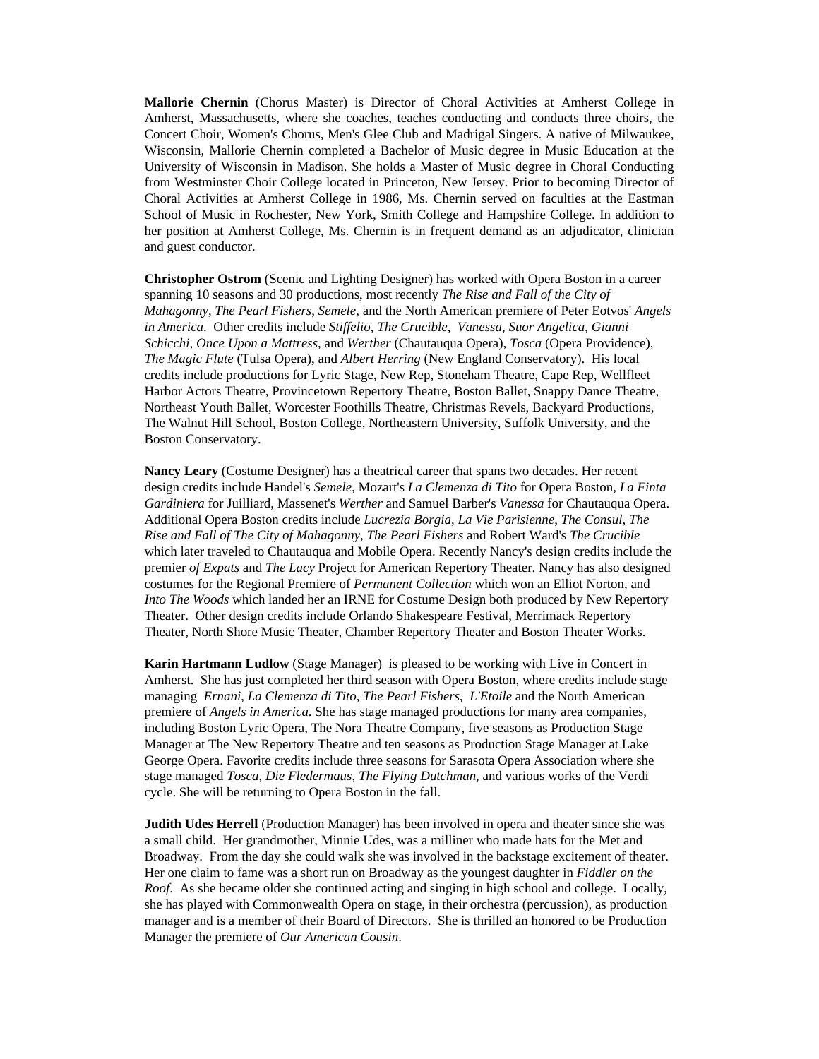**Mallorie Chernin** (Chorus Master) is Director of Choral Activities at Amherst College in Amherst, Massachusetts, where she coaches, teaches conducting and conducts three choirs, the Concert Choir, Women's Chorus, Men's Glee Club and Madrigal Singers. A native of Milwaukee, Wisconsin, Mallorie Chernin completed a Bachelor of Music degree in Music Education at the University of Wisconsin in Madison. She holds a Master of Music degree in Choral Conducting from Westminster Choir College located in Princeton, New Jersey. Prior to becoming Director of Choral Activities at Amherst College in 1986, Ms. Chernin served on faculties at the Eastman School of Music in Rochester, New York, Smith College and Hampshire College. In addition to her position at Amherst College, Ms. Chernin is in frequent demand as an adjudicator, clinician and guest conductor.

**Christopher Ostrom** (Scenic and Lighting Designer) has worked with Opera Boston in a career spanning 10 seasons and 30 productions, most recently *The Rise and Fall of the City of Mahagonny*, *The Pearl Fishers*, *Semele*, and the North American premiere of Peter Eotvos' *Angels in America*. Other credits include *Stiffelio*, *The Crucible*, *Vanessa*, *Suor Angelica*, *Gianni Schicchi*, *Once Upon a Mattress*, and *Werther* (Chautauqua Opera), *Tosca* (Opera Providence), *The Magic Flute* (Tulsa Opera), and *Albert Herring* (New England Conservatory). His local credits include productions for Lyric Stage, New Rep, Stoneham Theatre, Cape Rep, Wellfleet Harbor Actors Theatre, Provincetown Repertory Theatre, Boston Ballet, Snappy Dance Theatre, Northeast Youth Ballet, Worcester Foothills Theatre, Christmas Revels, Backyard Productions, The Walnut Hill School, Boston College, Northeastern University, Suffolk University, and the Boston Conservatory.

**Nancy Leary** (Costume Designer) has a theatrical career that spans two decades. Her recent design credits include Handel's *Semele*, Mozart's *La Clemenza di Tito* for Opera Boston, *La Finta Gardiniera* for Juilliard, Massenet's *Werther* and Samuel Barber's *Vanessa* for Chautauqua Opera. Additional Opera Boston credits include *Lucrezia Borgia*, *La Vie Parisienne*, *The Consul*, *The Rise and Fall of The City of Mahagonny*, *The Pearl Fishers* and Robert Ward's *The Crucible* which later traveled to Chautauqua and Mobile Opera. Recently Nancy's design credits include the premier *of Expats* and *The Lacy* Project for American Repertory Theater. Nancy has also designed costumes for the Regional Premiere of *Permanent Collection* which won an Elliot Norton, and *Into The Woods* which landed her an IRNE for Costume Design both produced by New Repertory Theater. Other design credits include Orlando Shakespeare Festival, Merrimack Repertory Theater, North Shore Music Theater, Chamber Repertory Theater and Boston Theater Works.

**Karin Hartmann Ludlow** (Stage Manager) is pleased to be working with Live in Concert in Amherst. She has just completed her third season with Opera Boston, where credits include stage managing *Ernani*, *La Clemenza di Tito*, *The Pearl Fishers*, *L'Etoile* and the North American premiere of *Angels in America.* She has stage managed productions for many area companies, including Boston Lyric Opera, The Nora Theatre Company, five seasons as Production Stage Manager at The New Repertory Theatre and ten seasons as Production Stage Manager at Lake George Opera. Favorite credits include three seasons for Sarasota Opera Association where she stage managed *Tosca, Die Fledermaus*, *The Flying Dutchman*, and various works of the Verdi cycle. She will be returning to Opera Boston in the fall.

**Judith Udes Herrell** (Production Manager) has been involved in opera and theater since she was a small child. Her grandmother, Minnie Udes, was a milliner who made hats for the Met and Broadway. From the day she could walk she was involved in the backstage excitement of theater. Her one claim to fame was a short run on Broadway as the youngest daughter in *Fiddler on the Roof*. As she became older she continued acting and singing in high school and college. Locally, she has played with Commonwealth Opera on stage, in their orchestra (percussion), as production manager and is a member of their Board of Directors. She is thrilled an honored to be Production Manager the premiere of *Our American Cousin*.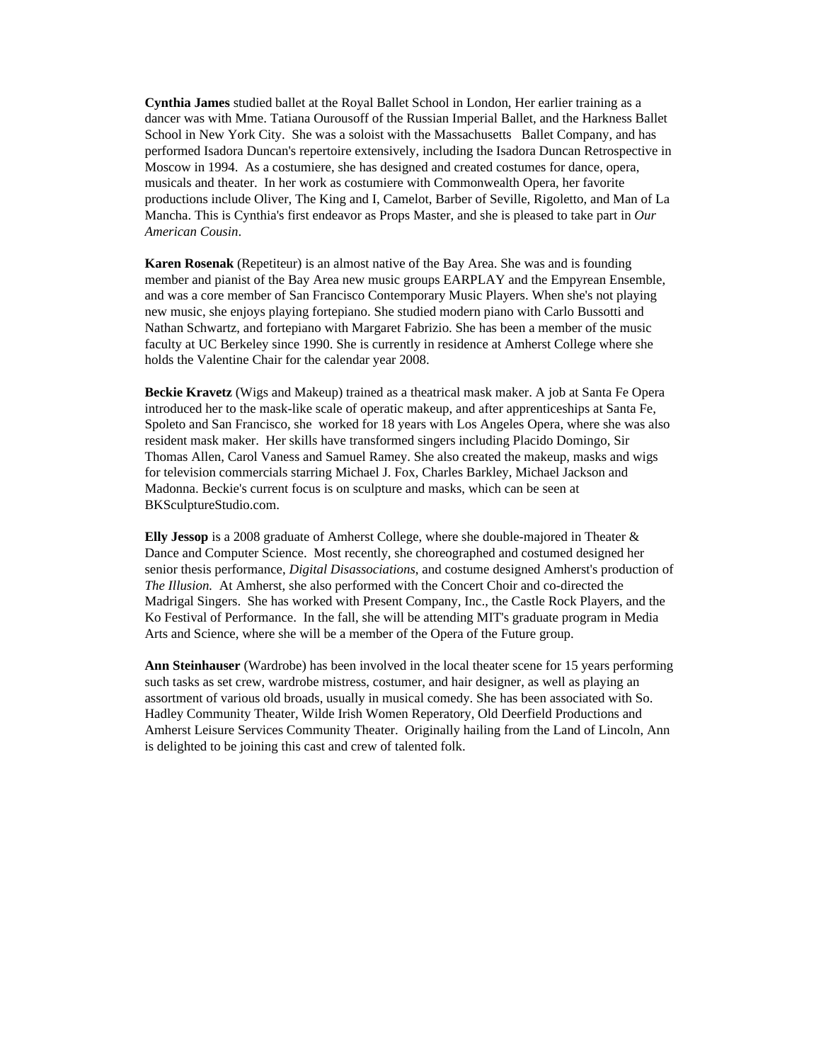**Cynthia James** studied ballet at the Royal Ballet School in London, Her earlier training as a dancer was with Mme. Tatiana Ourousoff of the Russian Imperial Ballet, and the Harkness Ballet School in New York City. She was a soloist with the Massachusetts Ballet Company, and has performed Isadora Duncan's repertoire extensively, including the Isadora Duncan Retrospective in Moscow in 1994. As a costumiere, she has designed and created costumes for dance, opera, musicals and theater. In her work as costumiere with Commonwealth Opera, her favorite productions include Oliver, The King and I, Camelot, Barber of Seville, Rigoletto, and Man of La Mancha. This is Cynthia's first endeavor as Props Master, and she is pleased to take part in *Our American Cousin*.

**Karen Rosenak** (Repetiteur) is an almost native of the Bay Area. She was and is founding member and pianist of the Bay Area new music groups EARPLAY and the Empyrean Ensemble, and was a core member of San Francisco Contemporary Music Players. When she's not playing new music, she enjoys playing fortepiano. She studied modern piano with Carlo Bussotti and Nathan Schwartz, and fortepiano with Margaret Fabrizio. She has been a member of the music faculty at UC Berkeley since 1990. She is currently in residence at Amherst College where she holds the Valentine Chair for the calendar year 2008.

**Beckie Kravetz** (Wigs and Makeup) trained as a theatrical mask maker. A job at Santa Fe Opera introduced her to the mask-like scale of operatic makeup, and after apprenticeships at Santa Fe, Spoleto and San Francisco, she worked for 18 years with Los Angeles Opera, where she was also resident mask maker. Her skills have transformed singers including Placido Domingo, Sir Thomas Allen, Carol Vaness and Samuel Ramey. She also created the makeup, masks and wigs for television commercials starring Michael J. Fox, Charles Barkley, Michael Jackson and Madonna. Beckie's current focus is on sculpture and masks, which can be seen at BKSculptureStudio.com.

**Elly Jessop** is a 2008 graduate of Amherst College, where she double-majored in Theater & Dance and Computer Science. Most recently, she choreographed and costumed designed her senior thesis performance, *Digital Disassociations*, and costume designed Amherst's production of *The Illusion.* At Amherst, she also performed with the Concert Choir and co-directed the Madrigal Singers. She has worked with Present Company, Inc., the Castle Rock Players, and the Ko Festival of Performance. In the fall, she will be attending MIT's graduate program in Media Arts and Science, where she will be a member of the Opera of the Future group.

**Ann Steinhauser** (Wardrobe) has been involved in the local theater scene for 15 years performing such tasks as set crew, wardrobe mistress, costumer, and hair designer, as well as playing an assortment of various old broads, usually in musical comedy. She has been associated with So. Hadley Community Theater, Wilde Irish Women Reperatory, Old Deerfield Productions and Amherst Leisure Services Community Theater. Originally hailing from the Land of Lincoln, Ann is delighted to be joining this cast and crew of talented folk.